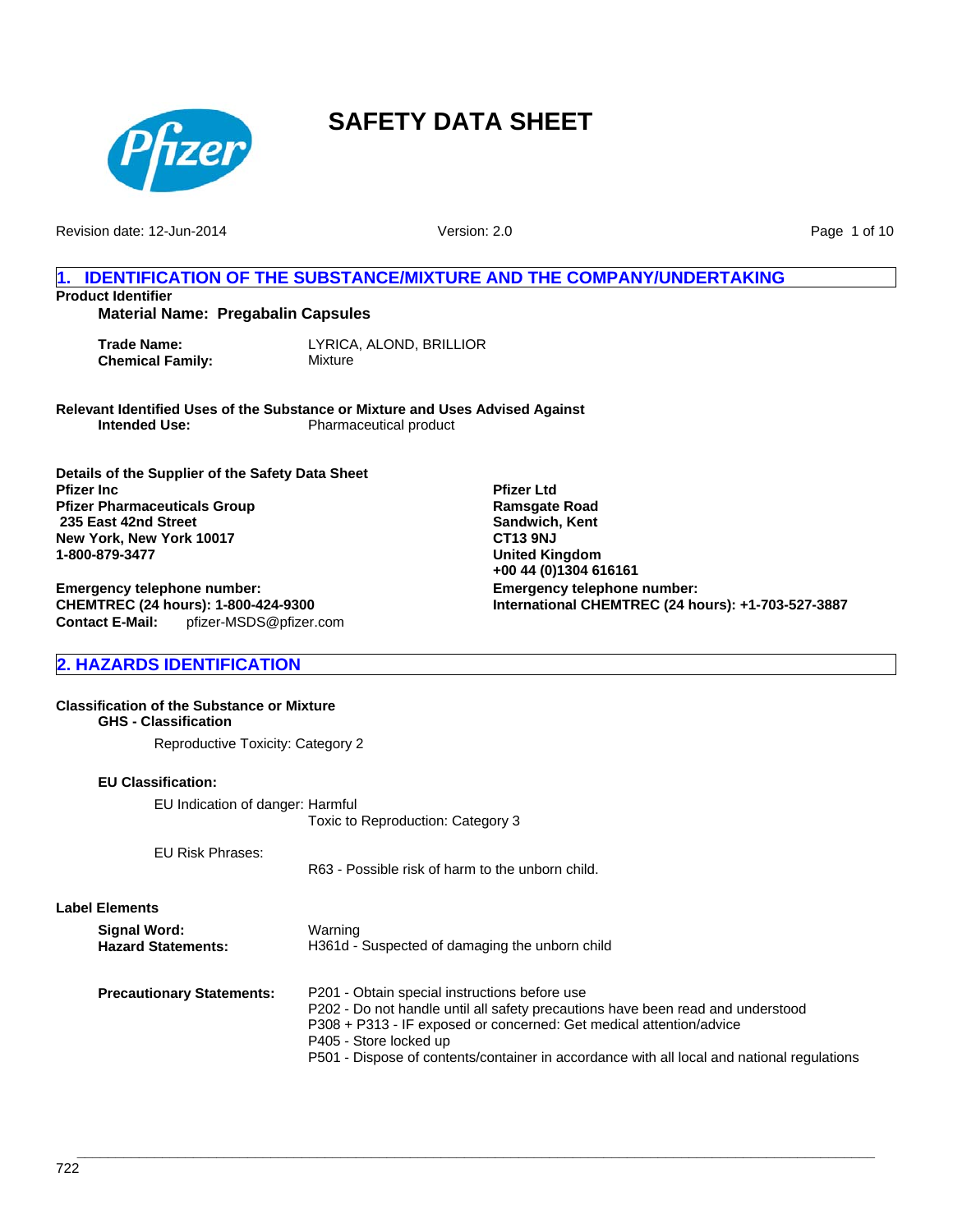# SAFETY DATA SHEET

Revision date: 12-Jun-2014 Version: 2.0

## 1. IDENTIFICATION OF THE SUBSTANCE/MIXTURE AND THE COMPANY/UNDERTAKING

**Product Identifier**

**Material Name: Pregabalin Capsules**

**Trade Name:** LYRICA, ALOND, BRILLIOR
**Chemical Family:** Mixture

**Relevant Identified Uses of the Substance or Mixture and Uses Advised Against**
**Intended Use:** Pharmaceutical product

**Details of the Supplier of the Safety Data Sheet**

**Pfizer Inc**
**Pfizer Pharmaceuticals Group**
**235 East 42nd Street**
**New York, New York 10017**
**1-800-879-3477**

**Emergency telephone number:**
**CHEMTREC (24 hours): 1-800-424-9300**
**Contact E-Mail:** pfizer-MSDS@pfizer.com

**Pfizer Ltd**
**Ramsgate Road**
**Sandwich, Kent**
**CT13 9NJ**
**United Kingdom**
**+00 44 (0)1304 616161**

**Emergency telephone number:**
**International CHEMTREC (24 hours): +1-703-527-3887**

## 2. HAZARDS IDENTIFICATION

**Classification of the Substance or Mixture**

**GHS - Classification**

Reproductive Toxicity: Category 2

**EU Classification:**

EU Indication of danger: Harmful
Toxic to Reproduction: Category 3

EU Risk Phrases:
R63 - Possible risk of harm to the unborn child.

**Label Elements**

**Signal Word:** Warning
**Hazard Statements:** H361d - Suspected of damaging the unborn child

**Precautionary Statements:**
P201 - Obtain special instructions before use
P202 - Do not handle until all safety precautions have been read and understood
P308 + P313 - IF exposed or concerned: Get medical attention/advice
P405 - Store locked up
P501 - Dispose of contents/container in accordance with all local and national regulations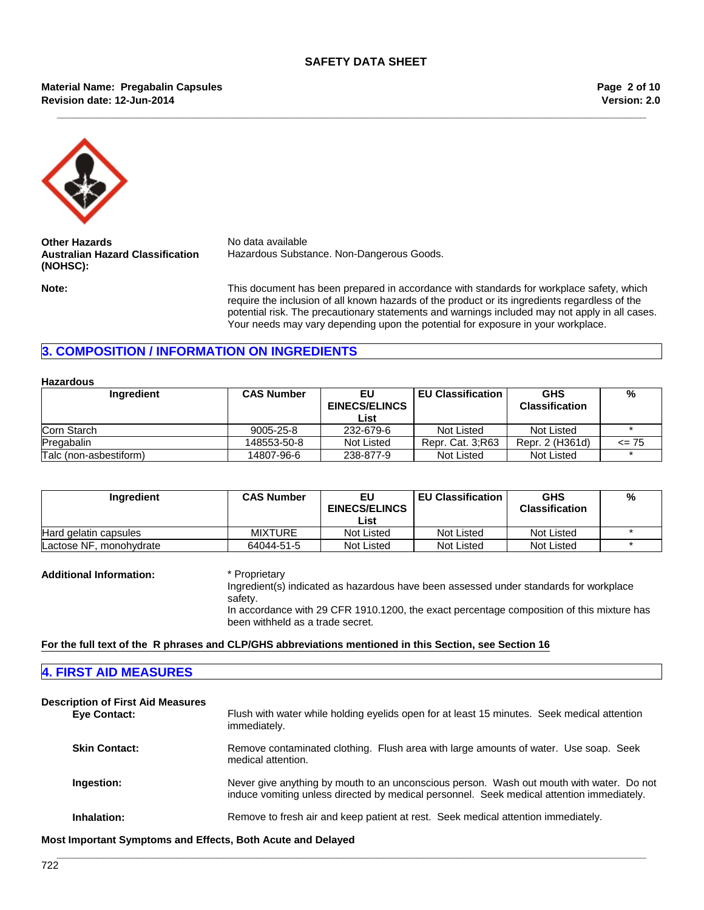**Other Hazards** No data available

**Australian Hazard Classification (NOHSC):** Hazardous Substance. Non-Dangerous Goods.

**Note:** This document has been prepared in accordance with standards for workplace safety, which require the inclusion of all known hazards of the product or its ingredients regardless of the potential risk. The precautionary statements and warnings included may not apply in all cases. Your needs may vary depending upon the potential for exposure in your workplace.

## 3. COMPOSITION / INFORMATION ON INGREDIENTS

**Hazardous**

| Ingredient | CAS Number | EU EINECS/ELINCS List | EU Classification | GHS Classification | % |
|---|---|---|---|---|---|
| Corn Starch | 9005-25-8 | 232-679-6 | Not Listed | Not Listed | * |
| Pregabalin | 148553-50-8 | Not Listed | Repr. Cat. 3;R63 | Repr. 2 (H361d) | <= 75 |
| Talc (non-asbestiform) | 14807-96-6 | 238-877-9 | Not Listed | Not Listed | * |

| Ingredient | CAS Number | EU EINECS/ELINCS List | EU Classification | GHS Classification | % |
|---|---|---|---|---|---|
| Hard gelatin capsules | MIXTURE | Not Listed | Not Listed | Not Listed | * |
| Lactose NF, monohydrate | 64044-51-5 | Not Listed | Not Listed | Not Listed | * |

**Additional Information:** * Proprietary
Ingredient(s) indicated as hazardous have been assessed under standards for workplace safety.
In accordance with 29 CFR 1910.1200, the exact percentage composition of this mixture has been withheld as a trade secret.

**For the full text of the R phrases and CLP/GHS abbreviations mentioned in this Section, see Section 16**

## 4. FIRST AID MEASURES

**Description of First Aid Measures**

**Eye Contact:** Flush with water while holding eyelids open for at least 15 minutes. Seek medical attention immediately.

**Skin Contact:** Remove contaminated clothing. Flush area with large amounts of water. Use soap. Seek medical attention.

**Ingestion:** Never give anything by mouth to an unconscious person. Wash out mouth with water. Do not induce vomiting unless directed by medical personnel. Seek medical attention immediately.

**Inhalation:** Remove to fresh air and keep patient at rest. Seek medical attention immediately.

**Most Important Symptoms and Effects, Both Acute and Delayed**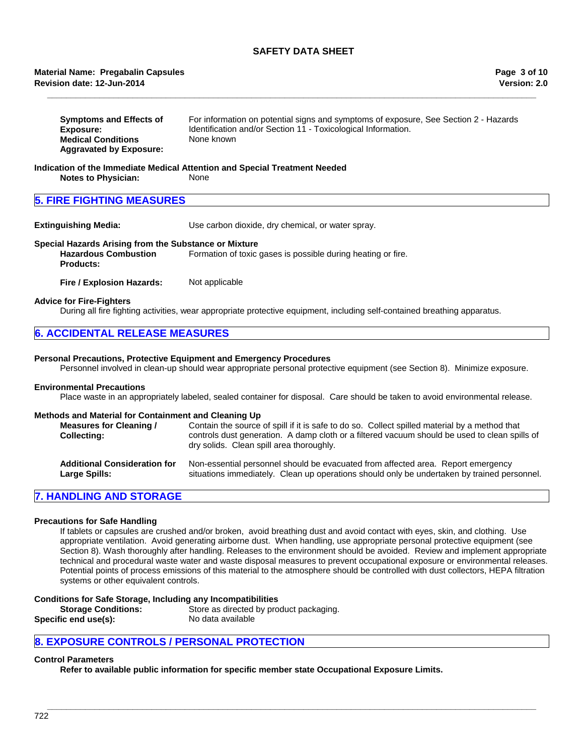**Symptoms and Effects of Exposure:** For information on potential signs and symptoms of exposure, See Section 2 - Hazards Identification and/or Section 11 - Toxicological Information.

**Medical Conditions Aggravated by Exposure:** None known

**Indication of the Immediate Medical Attention and Special Treatment Needed**

**Notes to Physician:** None

## 5. FIRE FIGHTING MEASURES

**Extinguishing Media:** Use carbon dioxide, dry chemical, or water spray.

**Special Hazards Arising from the Substance or Mixture**

**Hazardous Combustion Products:** Formation of toxic gases is possible during heating or fire.

**Fire / Explosion Hazards:** Not applicable

**Advice for Fire-Fighters**

During all fire fighting activities, wear appropriate protective equipment, including self-contained breathing apparatus.

## 6. ACCIDENTAL RELEASE MEASURES

**Personal Precautions, Protective Equipment and Emergency Procedures**

Personnel involved in clean-up should wear appropriate personal protective equipment (see Section 8). Minimize exposure.

**Environmental Precautions**

Place waste in an appropriately labeled, sealed container for disposal. Care should be taken to avoid environmental release.

**Methods and Material for Containment and Cleaning Up**

**Measures for Cleaning / Collecting:** Contain the source of spill if it is safe to do so. Collect spilled material by a method that controls dust generation. A damp cloth or a filtered vacuum should be used to clean spills of dry solids. Clean spill area thoroughly.

**Additional Consideration for Large Spills:** Non-essential personnel should be evacuated from affected area. Report emergency situations immediately. Clean up operations should only be undertaken by trained personnel.

## 7. HANDLING AND STORAGE

**Precautions for Safe Handling**

If tablets or capsules are crushed and/or broken, avoid breathing dust and avoid contact with eyes, skin, and clothing. Use appropriate ventilation. Avoid generating airborne dust. When handling, use appropriate personal protective equipment (see Section 8). Wash thoroughly after handling. Releases to the environment should be avoided. Review and implement appropriate technical and procedural waste water and waste disposal measures to prevent occupational exposure or environmental releases. Potential points of process emissions of this material to the atmosphere should be controlled with dust collectors, HEPA filtration systems or other equivalent controls.

**Conditions for Safe Storage, Including any Incompatibilities**

**Storage Conditions:** Store as directed by product packaging.

**Specific end use(s):** No data available

## 8. EXPOSURE CONTROLS / PERSONAL PROTECTION

**Control Parameters**

**Refer to available public information for specific member state Occupational Exposure Limits.**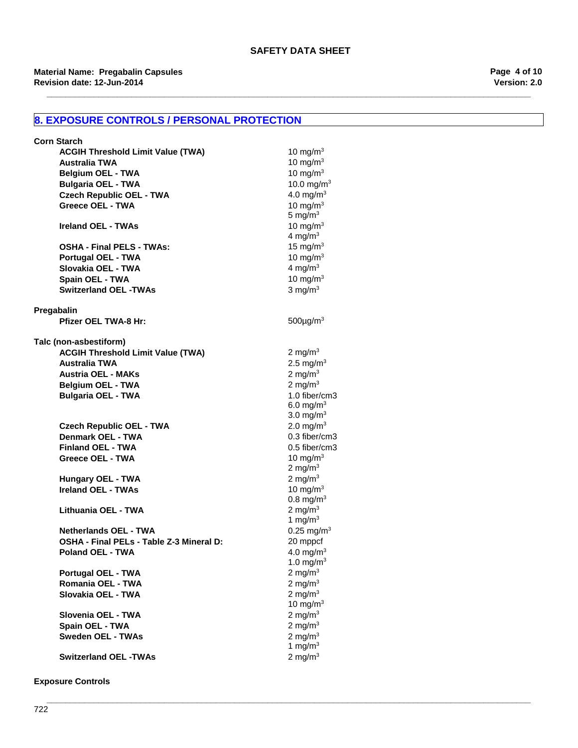## 8. EXPOSURE CONTROLS / PERSONAL PROTECTION

**Corn Starch**

| | |
|---|---|
| **ACGIH Threshold Limit Value (TWA)** | 10 $mg/m^3$ |
| **Australia TWA** | 10 $mg/m^3$ |
| **Belgium OEL - TWA** | 10 $mg/m^3$ |
| **Bulgaria OEL - TWA** | 10.0 $mg/m^3$ |
| **Czech Republic OEL - TWA** | 4.0 $mg/m^3$ |
| **Greece OEL - TWA** | 10 $mg/m^3$<br>5 $mg/m^3$ |
| **Ireland OEL - TWAs** | 10 $mg/m^3$<br>4 $mg/m^3$ |
| **OSHA - Final PELS - TWAs:** | 15 $mg/m^3$ |
| **Portugal OEL - TWA** | 10 $mg/m^3$ |
| **Slovakia OEL - TWA** | 4 $mg/m^3$ |
| **Spain OEL - TWA** | 10 $mg/m^3$ |
| **Switzerland OEL -TWAs** | 3 $mg/m^3$ |

**Pregabalin**

| | |
|---|---|
| **Pfizer OEL TWA-8 Hr:** | 500µg/$m^3$ |

**Talc (non-asbestiform)**

| | |
|---|---|
| **ACGIH Threshold Limit Value (TWA)** | 2 $mg/m^3$ |
| **Australia TWA** | 2.5 $mg/m^3$ |
| **Austria OEL - MAKs** | 2 $mg/m^3$ |
| **Belgium OEL - TWA** | 2 $mg/m^3$ |
| **Bulgaria OEL - TWA** | 1.0 fiber/cm3<br>6.0 $mg/m^3$<br>3.0 $mg/m^3$ |
| **Czech Republic OEL - TWA** | 2.0 $mg/m^3$ |
| **Denmark OEL - TWA** | 0.3 fiber/cm3 |
| **Finland OEL - TWA** | 0.5 fiber/cm3 |
| **Greece OEL - TWA** | 10 $mg/m^3$<br>2 $mg/m^3$ |
| **Hungary OEL - TWA** | 2 $mg/m^3$ |
| **Ireland OEL - TWAs** | 10 $mg/m^3$<br>0.8 $mg/m^3$ |
| **Lithuania OEL - TWA** | 2 $mg/m^3$<br>1 $mg/m^3$ |
| **Netherlands OEL - TWA** | 0.25 $mg/m^3$ |
| **OSHA - Final PELs - Table Z-3 Mineral D:** | 20 mppcf |
| **Poland OEL - TWA** | 4.0 $mg/m^3$<br>1.0 $mg/m^3$ |
| **Portugal OEL - TWA** | 2 $mg/m^3$ |
| **Romania OEL - TWA** | 2 $mg/m^3$ |
| **Slovakia OEL - TWA** | 2 $mg/m^3$<br>10 $mg/m^3$ |
| **Slovenia OEL - TWA** | 2 $mg/m^3$ |
| **Spain OEL - TWA** | 2 $mg/m^3$ |
| **Sweden OEL - TWAs** | 2 $mg/m^3$<br>1 $mg/m^3$ |
| **Switzerland OEL -TWAs** | 2 $mg/m^3$ |

**Exposure Controls**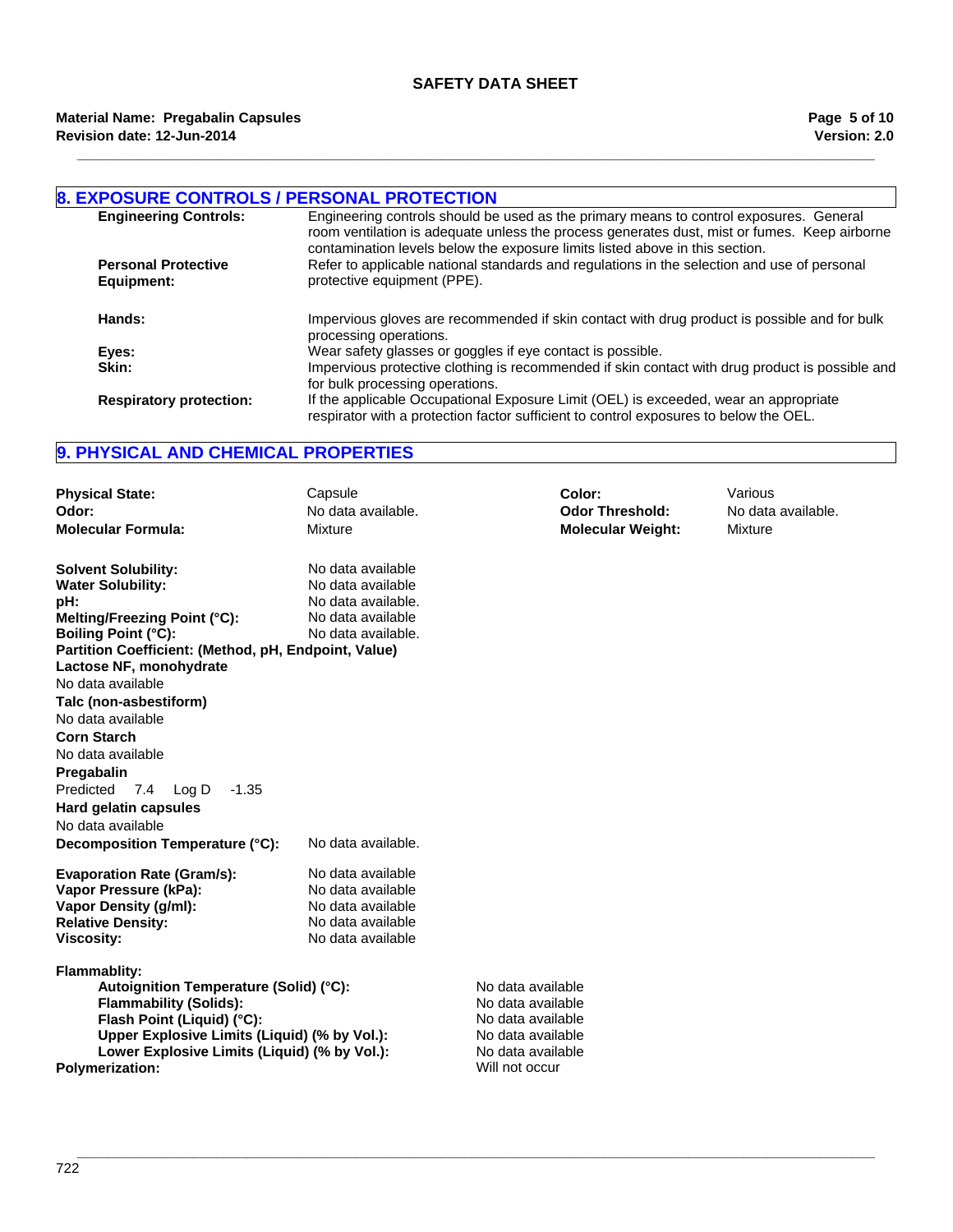## 8. EXPOSURE CONTROLS / PERSONAL PROTECTION

**Engineering Controls:** Engineering controls should be used as the primary means to control exposures. General room ventilation is adequate unless the process generates dust, mist or fumes. Keep airborne contamination levels below the exposure limits listed above in this section.

**Personal Protective Equipment:** Refer to applicable national standards and regulations in the selection and use of personal protective equipment (PPE).

**Hands:** Impervious gloves are recommended if skin contact with drug product is possible and for bulk processing operations.

**Eyes:** Wear safety glasses or goggles if eye contact is possible.

**Skin:** Impervious protective clothing is recommended if skin contact with drug product is possible and for bulk processing operations.

**Respiratory protection:** If the applicable Occupational Exposure Limit (OEL) is exceeded, wear an appropriate respirator with a protection factor sufficient to control exposures to below the OEL.

## 9. PHYSICAL AND CHEMICAL PROPERTIES

**Physical State:** Capsule
**Color:** Various
**Odor:** No data available.
**Odor Threshold:** No data available.
**Molecular Formula:** Mixture
**Molecular Weight:** Mixture

**Solvent Solubility:** No data available
**Water Solubility:** No data available
**pH:** No data available.
**Melting/Freezing Point (°C):** No data available
**Boiling Point (°C):** No data available.
**Partition Coefficient: (Method, pH, Endpoint, Value)**
**Lactose NF, monohydrate**
No data available
**Talc (non-asbestiform)**
No data available
**Corn Starch**
No data available
**Pregabalin**
Predicted 7.4 Log D -1.35
**Hard gelatin capsules**
No data available
**Decomposition Temperature (°C):** No data available.

**Evaporation Rate (Gram/s):** No data available
**Vapor Pressure (kPa):** No data available
**Vapor Density (g/ml):** No data available
**Relative Density:** No data available
**Viscosity:** No data available

**Flammablity:**
- **Autoignition Temperature (Solid) (°C):** No data available
- **Flammability (Solids):** No data available
- **Flash Point (Liquid) (°C):** No data available
- **Upper Explosive Limits (Liquid) (% by Vol.):** No data available
- **Lower Explosive Limits (Liquid) (% by Vol.):** No data available

**Polymerization:** Will not occur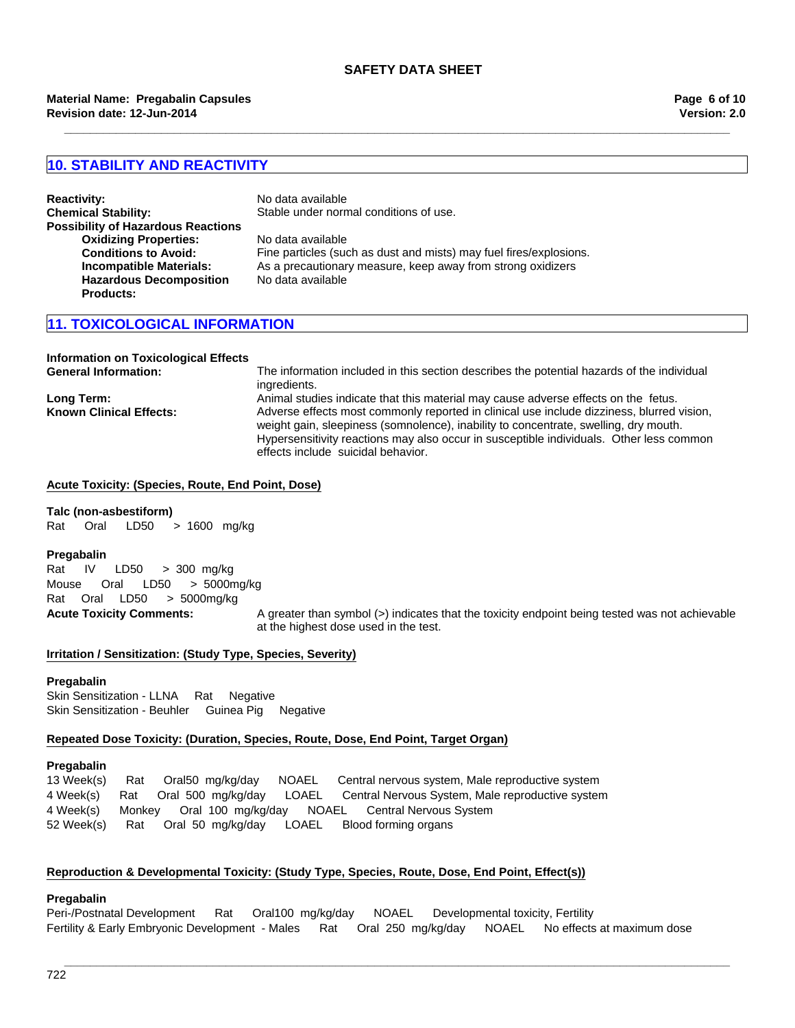## 10. STABILITY AND REACTIVITY

**Reactivity:** No data available

**Chemical Stability:** Stable under normal conditions of use.

**Possibility of Hazardous Reactions**

- **Oxidizing Properties:** No data available
- **Conditions to Avoid:** Fine particles (such as dust and mists) may fuel fires/explosions.
- **Incompatible Materials:** As a precautionary measure, keep away from strong oxidizers
- **Hazardous Decomposition Products:** No data available

## 11. TOXICOLOGICAL INFORMATION

**Information on Toxicological Effects**

**General Information:** The information included in this section describes the potential hazards of the individual ingredients.

**Long Term:** Animal studies indicate that this material may cause adverse effects on the fetus.

**Known Clinical Effects:** Adverse effects most commonly reported in clinical use include dizziness, blurred vision, weight gain, sleepiness (somnolence), inability to concentrate, swelling, dry mouth. Hypersensitivity reactions may also occur in susceptible individuals. Other less common effects include suicidal behavior.

### Acute Toxicity: (Species, Route, End Point, Dose)

**Talc (non-asbestiform)**

Rat Oral LD50 > 1600 mg/kg

**Pregabalin**

Rat IV LD50 > 300 mg/kg
Mouse Oral LD50 > 5000mg/kg
Rat Oral LD50 > 5000mg/kg

**Acute Toxicity Comments:** A greater than symbol (>) indicates that the toxicity endpoint being tested was not achievable at the highest dose used in the test.

### Irritation / Sensitization: (Study Type, Species, Severity)

**Pregabalin**

Skin Sensitization - LLNA Rat Negative
Skin Sensitization - Beuhler Guinea Pig Negative

### Repeated Dose Toxicity: (Duration, Species, Route, Dose, End Point, Target Organ)

**Pregabalin**

13 Week(s) Rat Oral50 mg/kg/day NOAEL Central nervous system, Male reproductive system
4 Week(s) Rat Oral 500 mg/kg/day LOAEL Central Nervous System, Male reproductive system
4 Week(s) Monkey Oral 100 mg/kg/day NOAEL Central Nervous System
52 Week(s) Rat Oral 50 mg/kg/day LOAEL Blood forming organs

### Reproduction & Developmental Toxicity: (Study Type, Species, Route, Dose, End Point, Effect(s))

**Pregabalin**

Peri-/Postnatal Development Rat Oral100 mg/kg/day NOAEL Developmental toxicity, Fertility
Fertility & Early Embryonic Development - Males Rat Oral 250 mg/kg/day NOAEL No effects at maximum dose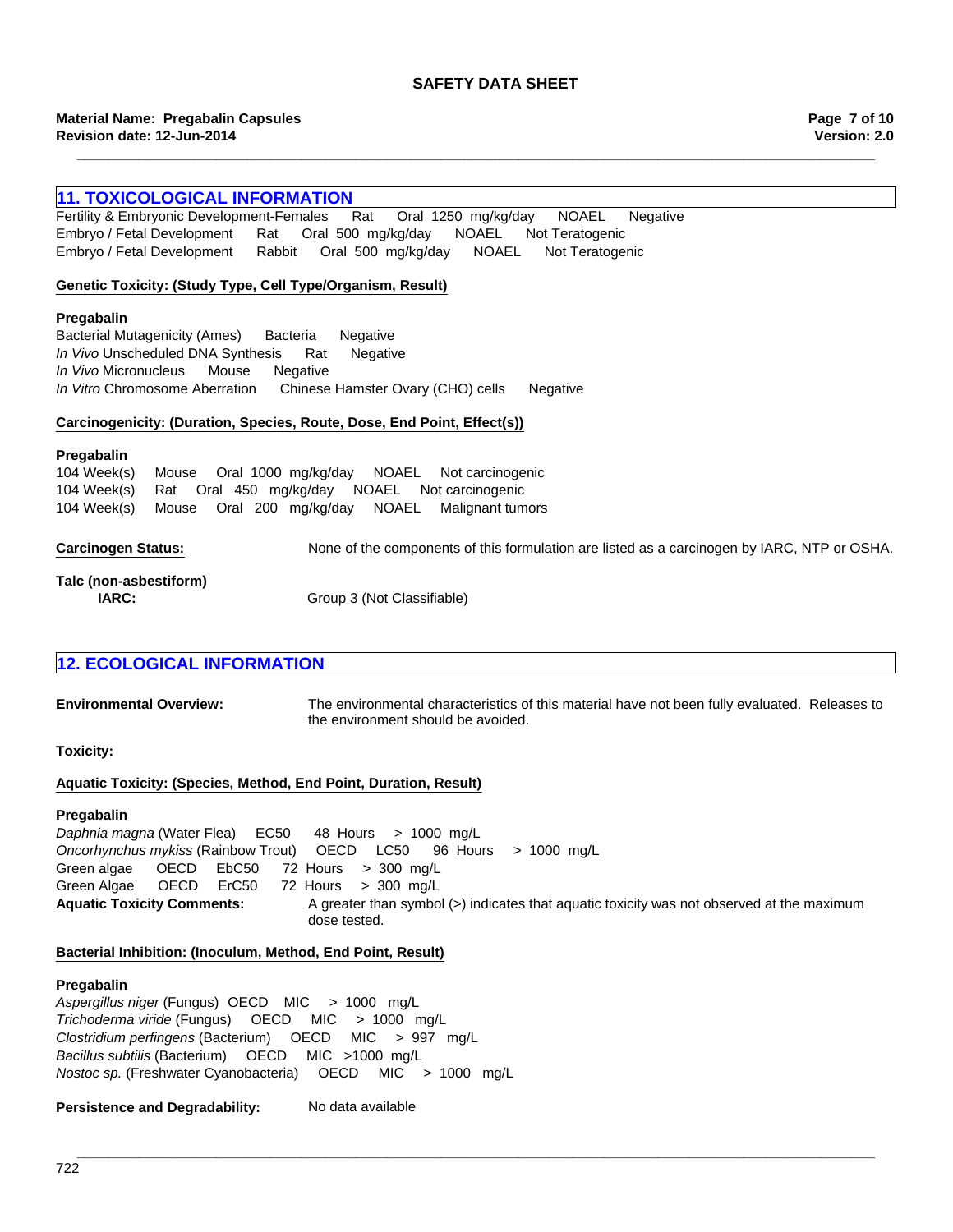## 11. TOXICOLOGICAL INFORMATION

Fertility & Embryonic Development-Females Rat Oral 1250 mg/kg/day NOAEL Negative
Embryo / Fetal Development Rat Oral 500 mg/kg/day NOAEL Not Teratogenic
Embryo / Fetal Development Rabbit Oral 500 mg/kg/day NOAEL Not Teratogenic

**Genetic Toxicity: (Study Type, Cell Type/Organism, Result)**

**Pregabalin**

Bacterial Mutagenicity (Ames) Bacteria Negative
*In Vivo* Unscheduled DNA Synthesis Rat Negative
*In Vivo* Micronucleus Mouse Negative
*In Vitro* Chromosome Aberration Chinese Hamster Ovary (CHO) cells Negative

**Carcinogenicity: (Duration, Species, Route, Dose, End Point, Effect(s))**

**Pregabalin**

104 Week(s) Mouse Oral 1000 mg/kg/day NOAEL Not carcinogenic
104 Week(s) Rat Oral 450 mg/kg/day NOAEL Not carcinogenic
104 Week(s) Mouse Oral 200 mg/kg/day NOAEL Malignant tumors

**Carcinogen Status:** None of the components of this formulation are listed as a carcinogen by IARC, NTP or OSHA.

**Talc (non-asbestiform)**
**IARC:** Group 3 (Not Classifiable)

## 12. ECOLOGICAL INFORMATION

**Environmental Overview:** The environmental characteristics of this material have not been fully evaluated. Releases to the environment should be avoided.

**Toxicity:**

**Aquatic Toxicity: (Species, Method, End Point, Duration, Result)**

**Pregabalin**

*Daphnia magna* (Water Flea) EC50 48 Hours > 1000 mg/L
*Oncorhynchus mykiss* (Rainbow Trout) OECD LC50 96 Hours > 1000 mg/L
Green algae OECD EbC50 72 Hours > 300 mg/L
Green Algae OECD ErC50 72 Hours > 300 mg/L

**Aquatic Toxicity Comments:** A greater than symbol (>) indicates that aquatic toxicity was not observed at the maximum dose tested.

**Bacterial Inhibition: (Inoculum, Method, End Point, Result)**

**Pregabalin**

*Aspergillus niger* (Fungus) OECD MIC > 1000 mg/L
*Trichoderma viride* (Fungus) OECD MIC > 1000 mg/L
*Clostridium perfingens* (Bacterium) OECD MIC > 997 mg/L
*Bacillus subtilis* (Bacterium) OECD MIC >1000 mg/L
*Nostoc sp.* (Freshwater Cyanobacteria) OECD MIC > 1000 mg/L

**Persistence and Degradability:** No data available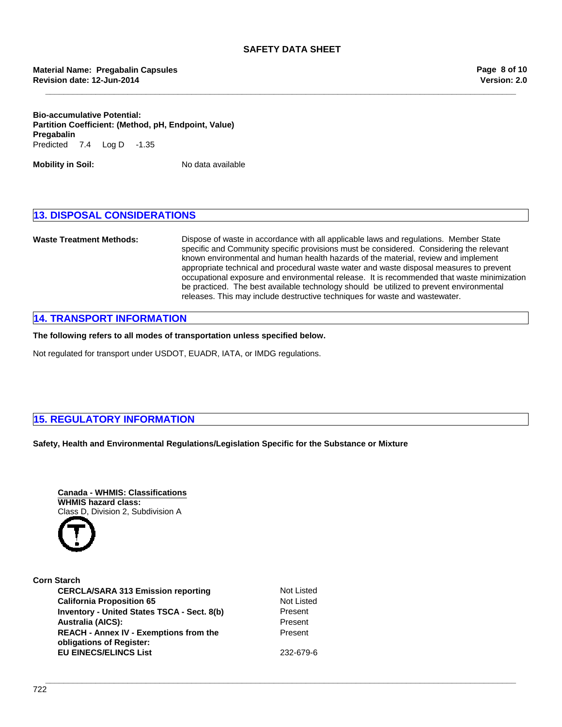**Bio-accumulative Potential:**
**Partition Coefficient: (Method, pH, Endpoint, Value)**
**Pregabalin**
Predicted 7.4 Log D -1.35

**Mobility in Soil:** No data available

## 13. DISPOSAL CONSIDERATIONS

**Waste Treatment Methods:** Dispose of waste in accordance with all applicable laws and regulations. Member State specific and Community specific provisions must be considered. Considering the relevant known environmental and human health hazards of the material, review and implement appropriate technical and procedural waste water and waste disposal measures to prevent occupational exposure and environmental release. It is recommended that waste minimization be practiced. The best available technology should be utilized to prevent environmental releases. This may include destructive techniques for waste and wastewater.

## 14. TRANSPORT INFORMATION

**The following refers to all modes of transportation unless specified below.**

Not regulated for transport under USDOT, EUADR, IATA, or IMDG regulations.

## 15. REGULATORY INFORMATION

**Safety, Health and Environmental Regulations/Legislation Specific for the Substance or Mixture**

**Canada - WHMIS: Classifications**
**WHMIS hazard class:**
Class D, Division 2, Subdivision A

**Corn Starch**

| | |
|---|---|
| **CERCLA/SARA 313 Emission reporting** | Not Listed |
| **California Proposition 65** | Not Listed |
| **Inventory - United States TSCA - Sect. 8(b)** | Present |
| **Australia (AICS):** | Present |
| **REACH - Annex IV - Exemptions from the obligations of Register:** | Present |
| **EU EINECS/ELINCS List** | 232-679-6 |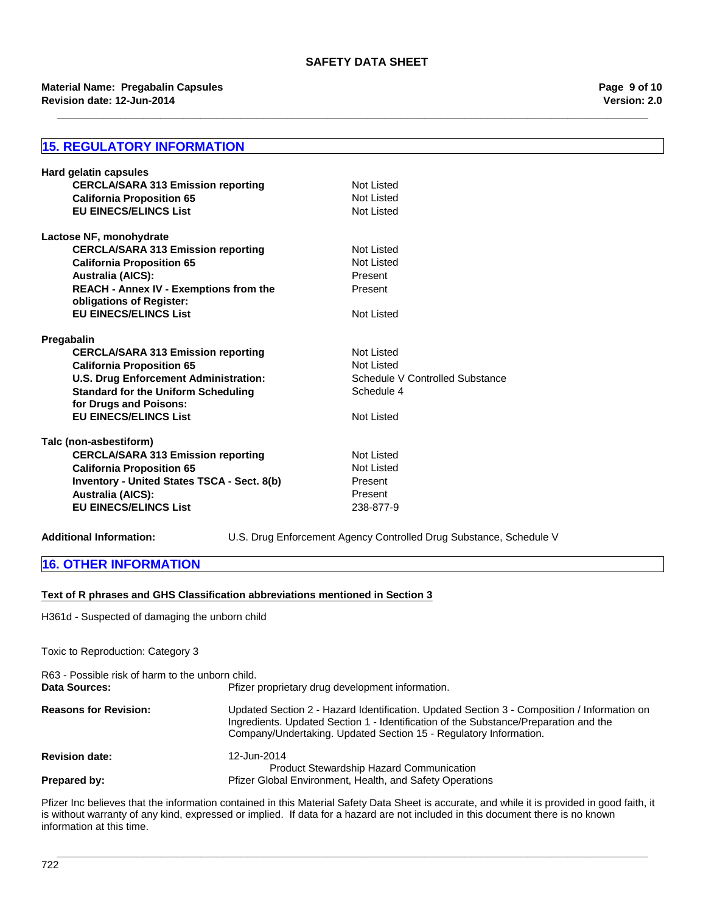## 15. REGULATORY INFORMATION

**Hard gelatin capsules**

| | |
|---|---|
| **CERCLA/SARA 313 Emission reporting** | Not Listed |
| **California Proposition 65** | Not Listed |
| **EU EINECS/ELINCS List** | Not Listed |

**Lactose NF, monohydrate**

| | |
|---|---|
| **CERCLA/SARA 313 Emission reporting** | Not Listed |
| **California Proposition 65** | Not Listed |
| **Australia (AICS):** | Present |
| **REACH - Annex IV - Exemptions from the obligations of Register:** | Present |
| **EU EINECS/ELINCS List** | Not Listed |

**Pregabalin**

| | |
|---|---|
| **CERCLA/SARA 313 Emission reporting** | Not Listed |
| **California Proposition 65** | Not Listed |
| **U.S. Drug Enforcement Administration:** | Schedule V Controlled Substance |
| **Standard for the Uniform Scheduling for Drugs and Poisons:** | Schedule 4 |
| **EU EINECS/ELINCS List** | Not Listed |

**Talc (non-asbestiform)**

| | |
|---|---|
| **CERCLA/SARA 313 Emission reporting** | Not Listed |
| **California Proposition 65** | Not Listed |
| **Inventory - United States TSCA - Sect. 8(b)** | Present |
| **Australia (AICS):** | Present |
| **EU EINECS/ELINCS List** | 238-877-9 |

**Additional Information:** U.S. Drug Enforcement Agency Controlled Drug Substance, Schedule V

## 16. OTHER INFORMATION

**Text of R phrases and GHS Classification abbreviations mentioned in Section 3**

H361d - Suspected of damaging the unborn child

Toxic to Reproduction: Category 3

R63 - Possible risk of harm to the unborn child.

**Data Sources:** Pfizer proprietary drug development information.

**Reasons for Revision:** Updated Section 2 - Hazard Identification. Updated Section 3 - Composition / Information on Ingredients. Updated Section 1 - Identification of the Substance/Preparation and the Company/Undertaking. Updated Section 15 - Regulatory Information.

**Revision date:** 12-Jun-2014

**Prepared by:** Product Stewardship Hazard Communication
Pfizer Global Environment, Health, and Safety Operations

Pfizer Inc believes that the information contained in this Material Safety Data Sheet is accurate, and while it is provided in good faith, it is without warranty of any kind, expressed or implied. If data for a hazard are not included in this document there is no known information at this time.

722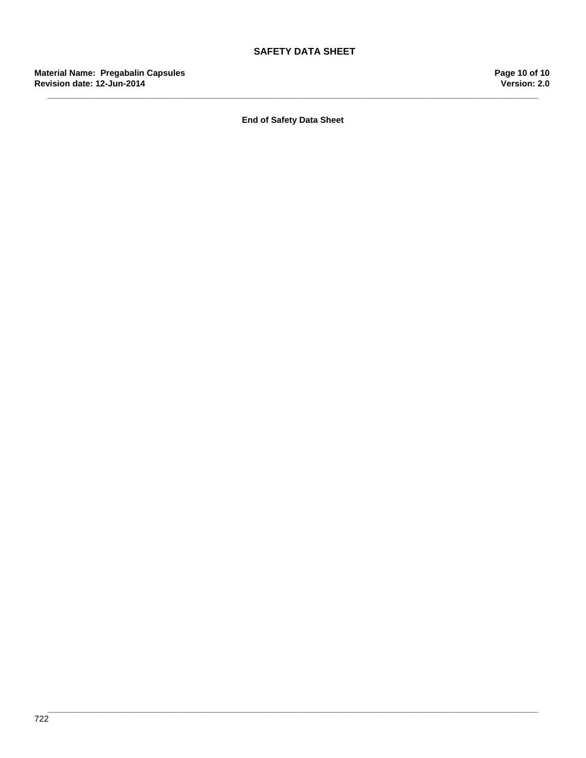**End of Safety Data Sheet**